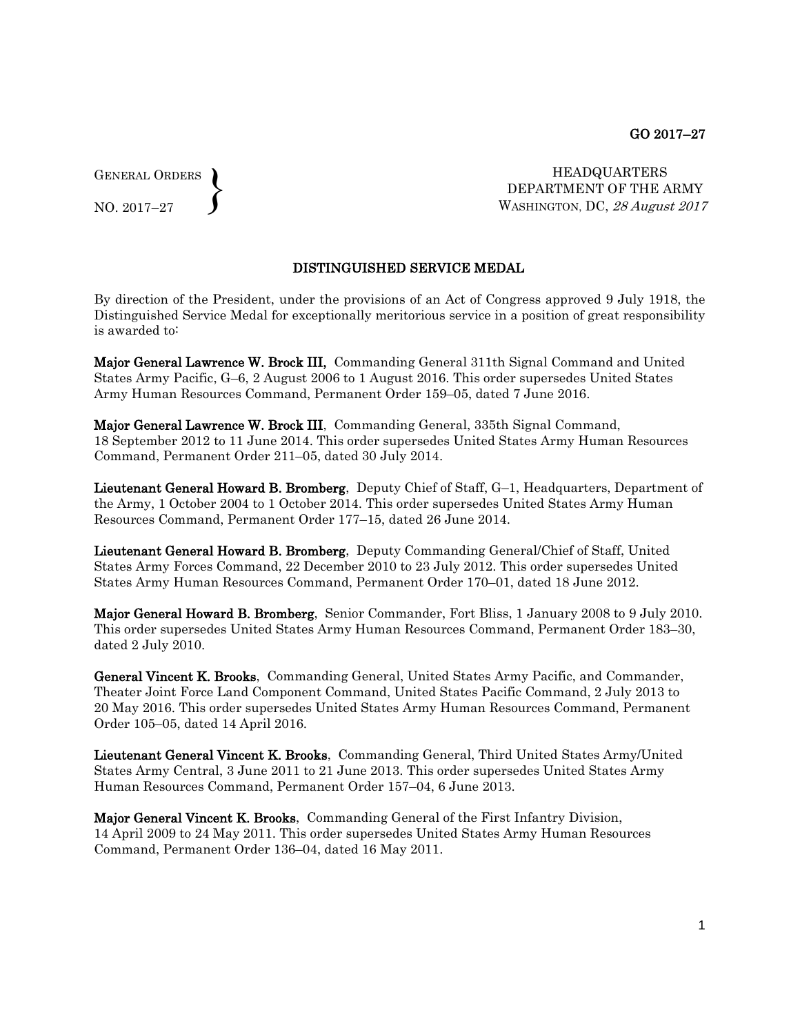GENERAL ORDERS
NO. 2017–27

HEADQUARTERS
DEPARTMENT OF THE ARMY
WASHINGTON, DC, *28 August 2017*

## DISTINGUISHED SERVICE MEDAL

By direction of the President, under the provisions of an Act of Congress approved 9 July 1918, the Distinguished Service Medal for exceptionally meritorious service in a position of great responsibility is awarded to:

**Major General Lawrence W. Brock III,** Commanding General 311th Signal Command and United States Army Pacific, G–6, 2 August 2006 to 1 August 2016. This order supersedes United States Army Human Resources Command, Permanent Order 159–05, dated 7 June 2016.

**Major General Lawrence W. Brock III**, Commanding General, 335th Signal Command, 18 September 2012 to 11 June 2014. This order supersedes United States Army Human Resources Command, Permanent Order 211–05, dated 30 July 2014.

**Lieutenant General Howard B. Bromberg**, Deputy Chief of Staff, G–1, Headquarters, Department of the Army, 1 October 2004 to 1 October 2014. This order supersedes United States Army Human Resources Command, Permanent Order 177–15, dated 26 June 2014.

**Lieutenant General Howard B. Bromberg**, Deputy Commanding General/Chief of Staff, United States Army Forces Command, 22 December 2010 to 23 July 2012. This order supersedes United States Army Human Resources Command, Permanent Order 170–01, dated 18 June 2012.

**Major General Howard B. Bromberg**, Senior Commander, Fort Bliss, 1 January 2008 to 9 July 2010. This order supersedes United States Army Human Resources Command, Permanent Order 183–30, dated 2 July 2010.

**General Vincent K. Brooks**, Commanding General, United States Army Pacific, and Commander, Theater Joint Force Land Component Command, United States Pacific Command, 2 July 2013 to 20 May 2016. This order supersedes United States Army Human Resources Command, Permanent Order 105–05, dated 14 April 2016.

**Lieutenant General Vincent K. Brooks**, Commanding General, Third United States Army/United States Army Central, 3 June 2011 to 21 June 2013. This order supersedes United States Army Human Resources Command, Permanent Order 157–04, 6 June 2013.

**Major General Vincent K. Brooks**, Commanding General of the First Infantry Division, 14 April 2009 to 24 May 2011. This order supersedes United States Army Human Resources Command, Permanent Order 136–04, dated 16 May 2011.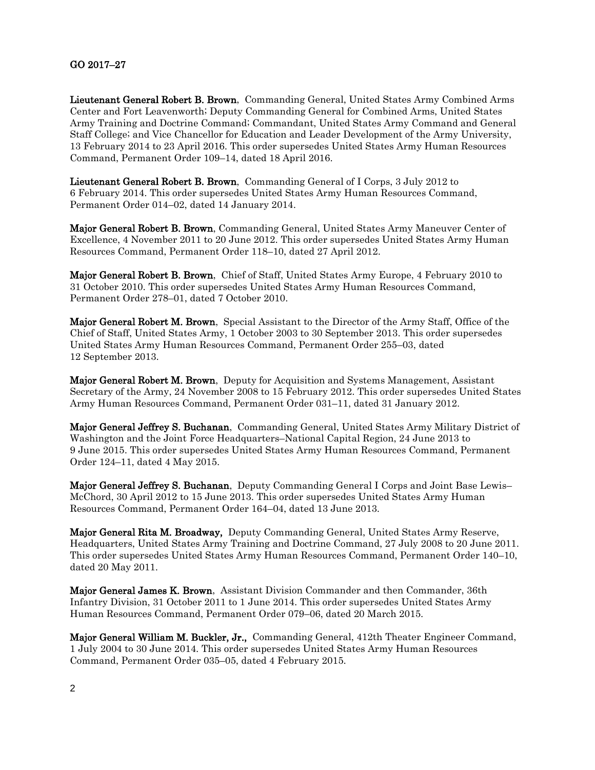GO 2017–27

**Lieutenant General Robert B. Brown**, Commanding General, United States Army Combined Arms Center and Fort Leavenworth; Deputy Commanding General for Combined Arms, United States Army Training and Doctrine Command; Commandant, United States Army Command and General Staff College; and Vice Chancellor for Education and Leader Development of the Army University, 13 February 2014 to 23 April 2016. This order supersedes United States Army Human Resources Command, Permanent Order 109–14, dated 18 April 2016.

**Lieutenant General Robert B. Brown**, Commanding General of I Corps, 3 July 2012 to 6 February 2014. This order supersedes United States Army Human Resources Command, Permanent Order 014–02, dated 14 January 2014.

**Major General Robert B. Brown**, Commanding General, United States Army Maneuver Center of Excellence, 4 November 2011 to 20 June 2012. This order supersedes United States Army Human Resources Command, Permanent Order 118–10, dated 27 April 2012.

**Major General Robert B. Brown**, Chief of Staff, United States Army Europe, 4 February 2010 to 31 October 2010. This order supersedes United States Army Human Resources Command, Permanent Order 278–01, dated 7 October 2010.

**Major General Robert M. Brown**, Special Assistant to the Director of the Army Staff, Office of the Chief of Staff, United States Army, 1 October 2003 to 30 September 2013. This order supersedes United States Army Human Resources Command, Permanent Order 255–03, dated 12 September 2013.

**Major General Robert M. Brown**, Deputy for Acquisition and Systems Management, Assistant Secretary of the Army, 24 November 2008 to 15 February 2012. This order supersedes United States Army Human Resources Command, Permanent Order 031–11, dated 31 January 2012.

**Major General Jeffrey S. Buchanan**, Commanding General, United States Army Military District of Washington and the Joint Force Headquarters–National Capital Region, 24 June 2013 to 9 June 2015. This order supersedes United States Army Human Resources Command, Permanent Order 124–11, dated 4 May 2015.

**Major General Jeffrey S. Buchanan**, Deputy Commanding General I Corps and Joint Base Lewis–McChord, 30 April 2012 to 15 June 2013. This order supersedes United States Army Human Resources Command, Permanent Order 164–04, dated 13 June 2013.

**Major General Rita M. Broadway,** Deputy Commanding General, United States Army Reserve, Headquarters, United States Army Training and Doctrine Command, 27 July 2008 to 20 June 2011. This order supersedes United States Army Human Resources Command, Permanent Order 140–10, dated 20 May 2011.

**Major General James K. Brown**, Assistant Division Commander and then Commander, 36th Infantry Division, 31 October 2011 to 1 June 2014. This order supersedes United States Army Human Resources Command, Permanent Order 079–06, dated 20 March 2015.

**Major General William M. Buckler, Jr.,** Commanding General, 412th Theater Engineer Command, 1 July 2004 to 30 June 2014. This order supersedes United States Army Human Resources Command, Permanent Order 035–05, dated 4 February 2015.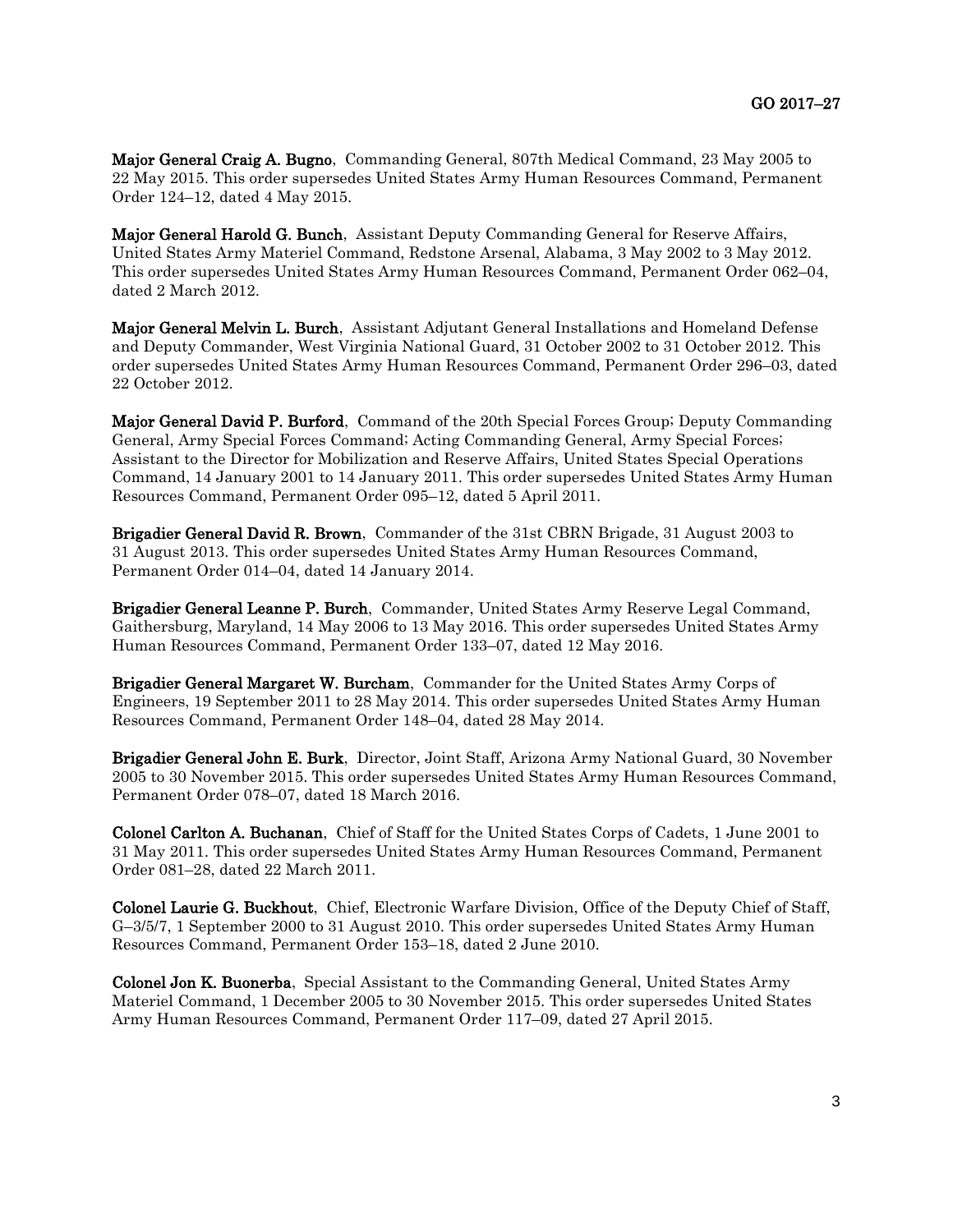**Major General Craig A. Bugno**, Commanding General, 807th Medical Command, 23 May 2005 to 22 May 2015. This order supersedes United States Army Human Resources Command, Permanent Order 124–12, dated 4 May 2015.

**Major General Harold G. Bunch**, Assistant Deputy Commanding General for Reserve Affairs, United States Army Materiel Command, Redstone Arsenal, Alabama, 3 May 2002 to 3 May 2012. This order supersedes United States Army Human Resources Command, Permanent Order 062–04, dated 2 March 2012.

**Major General Melvin L. Burch**, Assistant Adjutant General Installations and Homeland Defense and Deputy Commander, West Virginia National Guard, 31 October 2002 to 31 October 2012. This order supersedes United States Army Human Resources Command, Permanent Order 296–03, dated 22 October 2012.

**Major General David P. Burford**, Command of the 20th Special Forces Group; Deputy Commanding General, Army Special Forces Command; Acting Commanding General, Army Special Forces; Assistant to the Director for Mobilization and Reserve Affairs, United States Special Operations Command, 14 January 2001 to 14 January 2011. This order supersedes United States Army Human Resources Command, Permanent Order 095–12, dated 5 April 2011.

**Brigadier General David R. Brown**, Commander of the 31st CBRN Brigade, 31 August 2003 to 31 August 2013. This order supersedes United States Army Human Resources Command, Permanent Order 014–04, dated 14 January 2014.

**Brigadier General Leanne P. Burch**, Commander, United States Army Reserve Legal Command, Gaithersburg, Maryland, 14 May 2006 to 13 May 2016. This order supersedes United States Army Human Resources Command, Permanent Order 133–07, dated 12 May 2016.

**Brigadier General Margaret W. Burcham**, Commander for the United States Army Corps of Engineers, 19 September 2011 to 28 May 2014. This order supersedes United States Army Human Resources Command, Permanent Order 148–04, dated 28 May 2014.

**Brigadier General John E. Burk**, Director, Joint Staff, Arizona Army National Guard, 30 November 2005 to 30 November 2015. This order supersedes United States Army Human Resources Command, Permanent Order 078–07, dated 18 March 2016.

**Colonel Carlton A. Buchanan**, Chief of Staff for the United States Corps of Cadets, 1 June 2001 to 31 May 2011. This order supersedes United States Army Human Resources Command, Permanent Order 081–28, dated 22 March 2011.

**Colonel Laurie G. Buckhout**, Chief, Electronic Warfare Division, Office of the Deputy Chief of Staff, G–3/5/7, 1 September 2000 to 31 August 2010. This order supersedes United States Army Human Resources Command, Permanent Order 153–18, dated 2 June 2010.

**Colonel Jon K. Buonerba**, Special Assistant to the Commanding General, United States Army Materiel Command, 1 December 2005 to 30 November 2015. This order supersedes United States Army Human Resources Command, Permanent Order 117–09, dated 27 April 2015.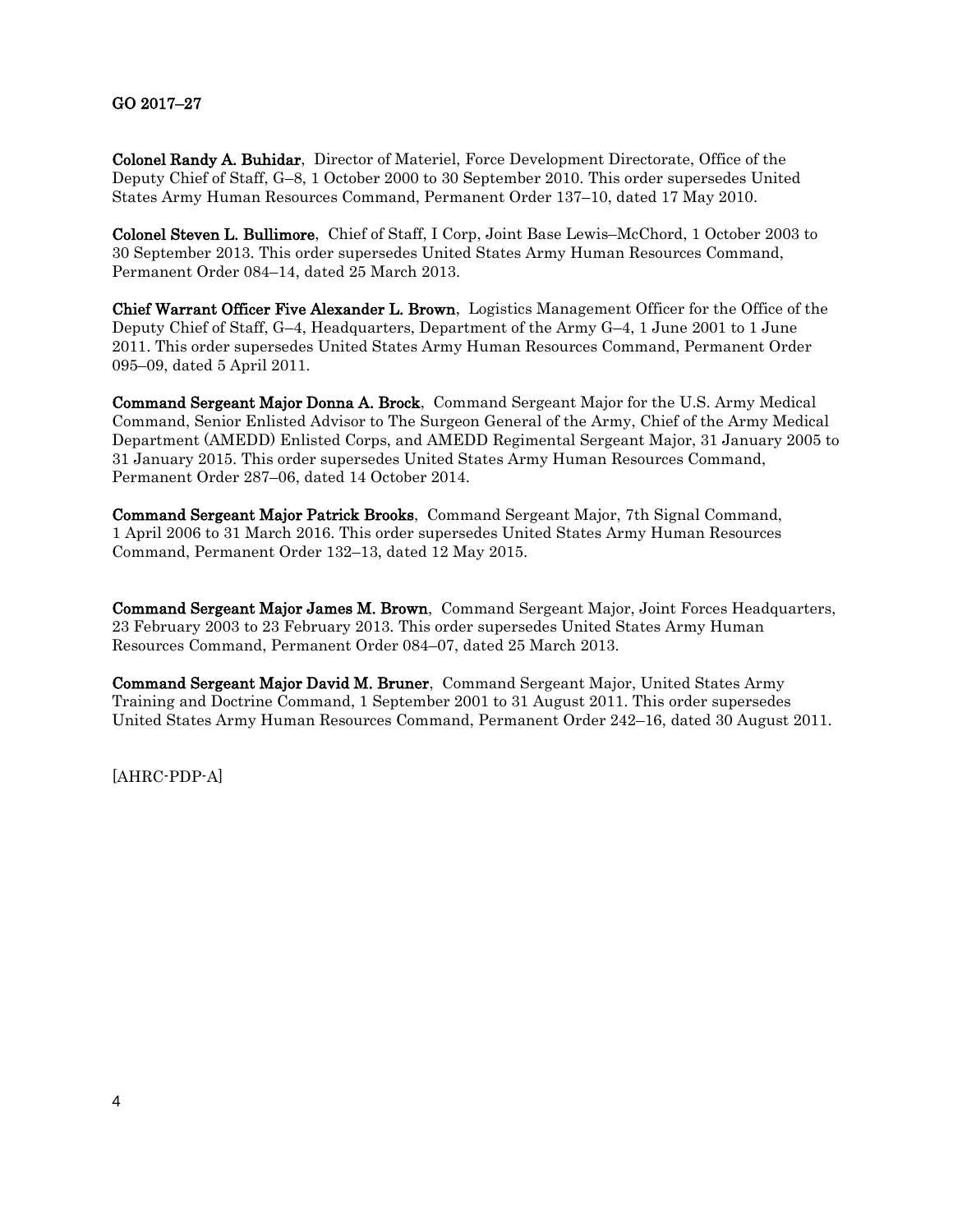**Colonel Randy A. Buhidar**, Director of Materiel, Force Development Directorate, Office of the Deputy Chief of Staff, G–8, 1 October 2000 to 30 September 2010. This order supersedes United States Army Human Resources Command, Permanent Order 137–10, dated 17 May 2010.

**Colonel Steven L. Bullimore**, Chief of Staff, I Corp, Joint Base Lewis–McChord, 1 October 2003 to 30 September 2013. This order supersedes United States Army Human Resources Command, Permanent Order 084–14, dated 25 March 2013.

**Chief Warrant Officer Five Alexander L. Brown**, Logistics Management Officer for the Office of the Deputy Chief of Staff, G–4, Headquarters, Department of the Army G–4, 1 June 2001 to 1 June 2011. This order supersedes United States Army Human Resources Command, Permanent Order 095–09, dated 5 April 2011.

**Command Sergeant Major Donna A. Brock**, Command Sergeant Major for the U.S. Army Medical Command, Senior Enlisted Advisor to The Surgeon General of the Army, Chief of the Army Medical Department (AMEDD) Enlisted Corps, and AMEDD Regimental Sergeant Major, 31 January 2005 to 31 January 2015. This order supersedes United States Army Human Resources Command, Permanent Order 287–06, dated 14 October 2014.

**Command Sergeant Major Patrick Brooks**, Command Sergeant Major, 7th Signal Command, 1 April 2006 to 31 March 2016. This order supersedes United States Army Human Resources Command, Permanent Order 132–13, dated 12 May 2015.

**Command Sergeant Major James M. Brown**, Command Sergeant Major, Joint Forces Headquarters, 23 February 2003 to 23 February 2013. This order supersedes United States Army Human Resources Command, Permanent Order 084–07, dated 25 March 2013.

**Command Sergeant Major David M. Bruner**, Command Sergeant Major, United States Army Training and Doctrine Command, 1 September 2001 to 31 August 2011. This order supersedes United States Army Human Resources Command, Permanent Order 242–16, dated 30 August 2011.

[AHRC-PDP-A]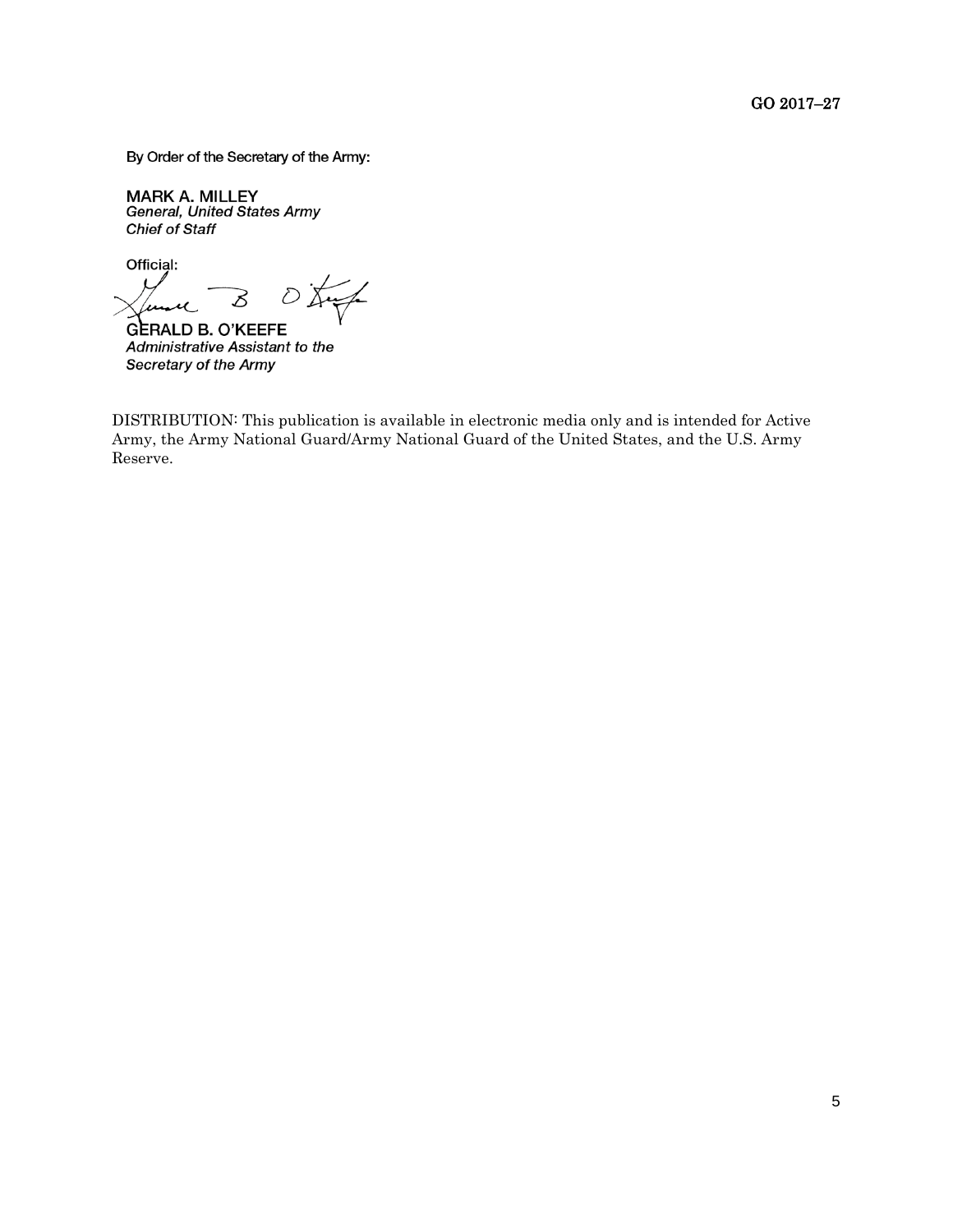By Order of the Secretary of the Army:

**MARK A. MILLEY**
*General, United States Army*
*Chief of Staff*

Official:

**GERALD B. O'KEEFE**
*Administrative Assistant to the*
*Secretary of the Army*

DISTRIBUTION: This publication is available in electronic media only and is intended for Active Army, the Army National Guard/Army National Guard of the United States, and the U.S. Army Reserve.